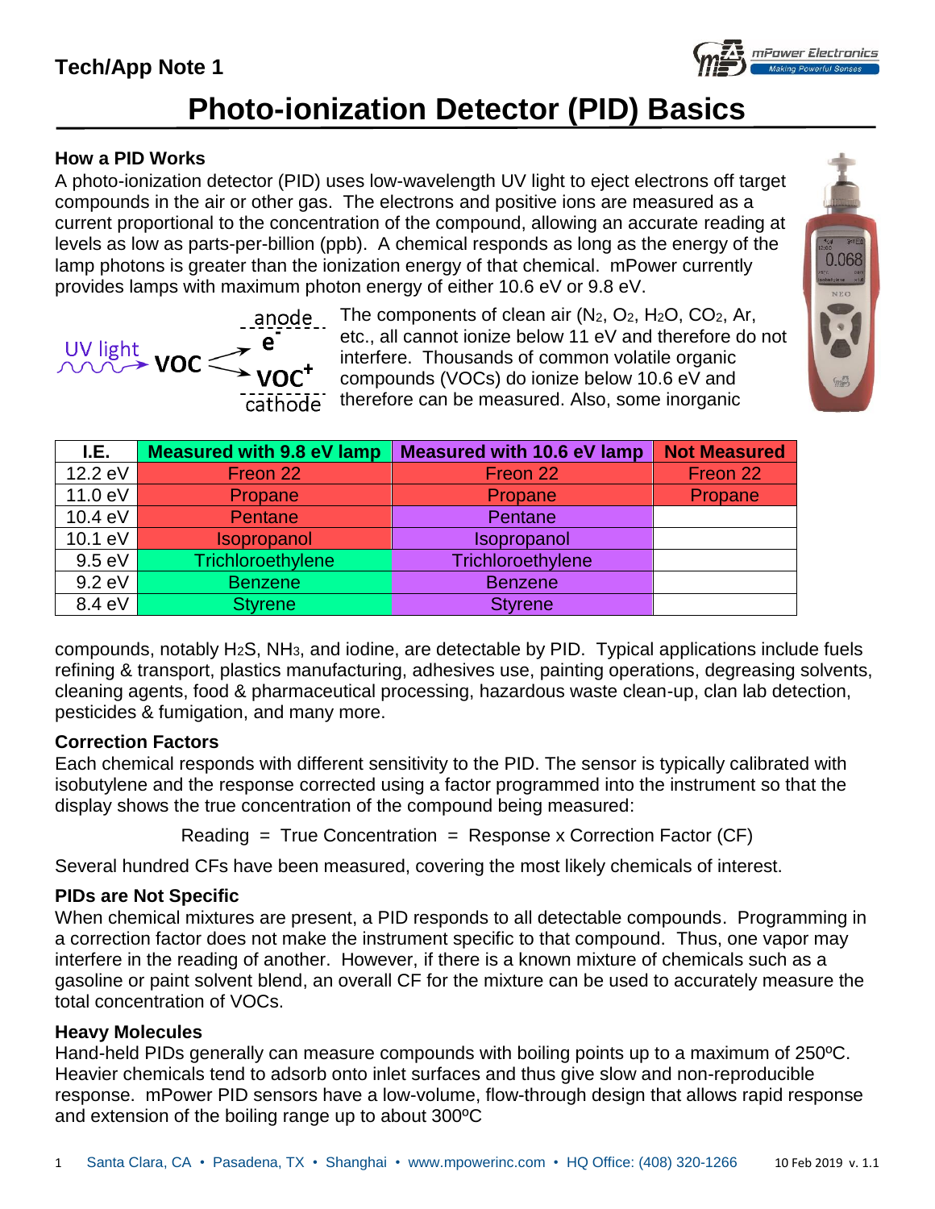## Tech/App Note 1

# Photo-ionization Detector (PID) Basics

### How a PID Works

A photo-ionization detector (PID) uses low-wavelength UV light to eject electrons off target compounds in the air or other gas. The electrons and positive ions are measured as a current proportional to the concentration of the compound, allowing an accurate reading at levels as low as parts-per-billion (ppb). A chemical responds as long as the energy of the lamp photons is greater than the ionization energy of that chemical. mPower currently provides lamps with maximum photon energy of either 10.6 eV or 9.8 eV.

UV light → VOC → $e^-$ (anode) + $VOC^+$ (cathode)

The components of clean air ($N_2$, $O_2$, $H_2O$, $CO_2$, Ar, etc., all cannot ionize below 11 eV and therefore do not interfere. Thousands of common volatile organic compounds (VOCs) do ionize below 10.6 eV and therefore can be measured. Also, some inorganic compounds, notably $H_2S$, $NH_3$, and iodine, are detectable by PID. Typical applications include fuels refining & transport, plastics manufacturing, adhesives use, painting operations, degreasing solvents, cleaning agents, food & pharmaceutical processing, hazardous waste clean-up, clan lab detection, pesticides & fumigation, and many more.

| I.E. | Measured with 9.8 eV lamp | Measured with 10.6 eV lamp | Not Measured |
|---|---|---|---|
| 12.2 eV | Freon 22 | Freon 22 | Freon 22 |
| 11.0 eV | Propane | Propane | Propane |
| 10.4 eV | Pentane | Pentane | |
| 10.1 eV | Isopropanol | Isopropanol | |
| 9.5 eV | Trichloroethylene | Trichloroethylene | |
| 9.2 eV | Benzene | Benzene | |
| 8.4 eV | Styrene | Styrene | |

### Correction Factors

Each chemical responds with different sensitivity to the PID. The sensor is typically calibrated with isobutylene and the response corrected using a factor programmed into the instrument so that the display shows the true concentration of the compound being measured:

$$\text{Reading} = \text{True Concentration} = \text{Response} \times \text{Correction Factor (CF)}$$

Several hundred CFs have been measured, covering the most likely chemicals of interest.

### PIDs are Not Specific

When chemical mixtures are present, a PID responds to all detectable compounds. Programming in a correction factor does not make the instrument specific to that compound. Thus, one vapor may interfere in the reading of another. However, if there is a known mixture of chemicals such as a gasoline or paint solvent blend, an overall CF for the mixture can be used to accurately measure the total concentration of VOCs.

### Heavy Molecules

Hand-held PIDs generally can measure compounds with boiling points up to a maximum of 250ºC. Heavier chemicals tend to adsorb onto inlet surfaces and thus give slow and non-reproducible response. mPower PID sensors have a low-volume, flow-through design that allows rapid response and extension of the boiling range up to about 300ºC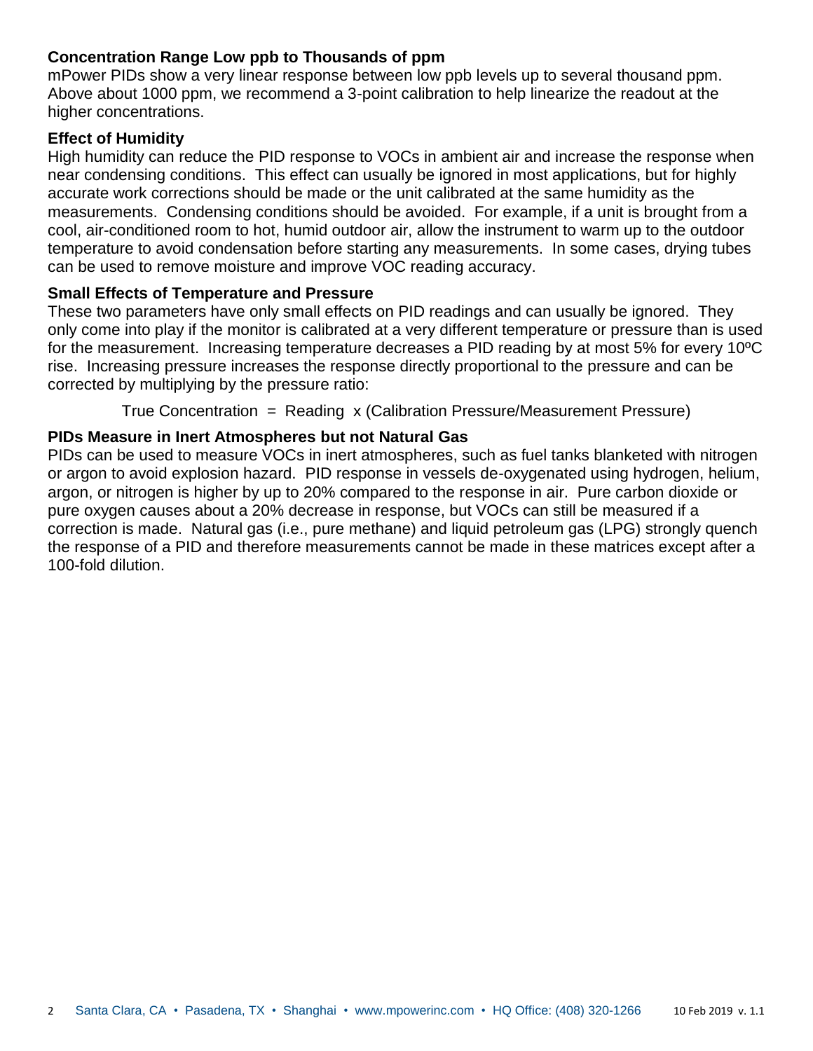### Concentration Range Low ppb to Thousands of ppm

mPower PIDs show a very linear response between low ppb levels up to several thousand ppm. Above about 1000 ppm, we recommend a 3-point calibration to help linearize the readout at the higher concentrations.

### Effect of Humidity

High humidity can reduce the PID response to VOCs in ambient air and increase the response when near condensing conditions. This effect can usually be ignored in most applications, but for highly accurate work corrections should be made or the unit calibrated at the same humidity as the measurements. Condensing conditions should be avoided. For example, if a unit is brought from a cool, air-conditioned room to hot, humid outdoor air, allow the instrument to warm up to the outdoor temperature to avoid condensation before starting any measurements. In some cases, drying tubes can be used to remove moisture and improve VOC reading accuracy.

### Small Effects of Temperature and Pressure

These two parameters have only small effects on PID readings and can usually be ignored. They only come into play if the monitor is calibrated at a very different temperature or pressure than is used for the measurement. Increasing temperature decreases a PID reading by at most 5% for every 10ºC rise. Increasing pressure increases the response directly proportional to the pressure and can be corrected by multiplying by the pressure ratio:

$$\text{True Concentration} = \text{Reading} \times (\text{Calibration Pressure}/\text{Measurement Pressure})$$

### PIDs Measure in Inert Atmospheres but not Natural Gas

PIDs can be used to measure VOCs in inert atmospheres, such as fuel tanks blanketed with nitrogen or argon to avoid explosion hazard. PID response in vessels de-oxygenated using hydrogen, helium, argon, or nitrogen is higher by up to 20% compared to the response in air. Pure carbon dioxide or pure oxygen causes about a 20% decrease in response, but VOCs can still be measured if a correction is made. Natural gas (i.e., pure methane) and liquid petroleum gas (LPG) strongly quench the response of a PID and therefore measurements cannot be made in these matrices except after a 100-fold dilution.